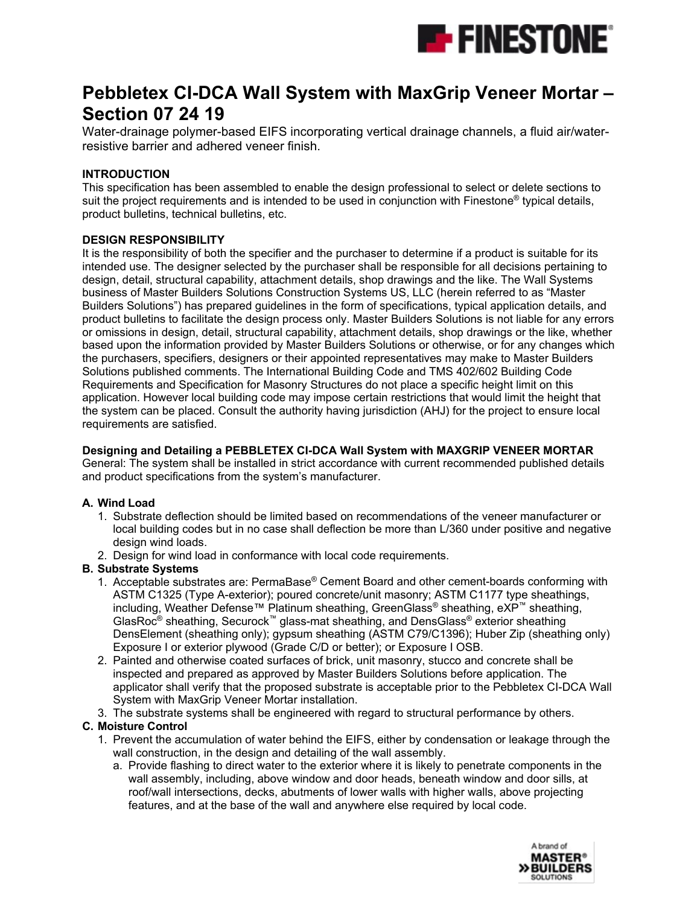# Pebbletex CI-DCA Wall System with MaxGrip Veneer Mortar – Section 07 24 19

Water-drainage polymer-based EIFS incorporating vertical drainage channels, a fluid air/water-resistive barrier and adhered veneer finish.

**INTRODUCTION**
This specification has been assembled to enable the design professional to select or delete sections to suit the project requirements and is intended to be used in conjunction with Finestone® typical details, product bulletins, technical bulletins, etc.

**DESIGN RESPONSIBILITY**
It is the responsibility of both the specifier and the purchaser to determine if a product is suitable for its intended use. The designer selected by the purchaser shall be responsible for all decisions pertaining to design, detail, structural capability, attachment details, shop drawings and the like. The Wall Systems business of Master Builders Solutions Construction Systems US, LLC (herein referred to as "Master Builders Solutions") has prepared guidelines in the form of specifications, typical application details, and product bulletins to facilitate the design process only. Master Builders Solutions is not liable for any errors or omissions in design, detail, structural capability, attachment details, shop drawings or the like, whether based upon the information provided by Master Builders Solutions or otherwise, or for any changes which the purchasers, specifiers, designers or their appointed representatives may make to Master Builders Solutions published comments. The International Building Code and TMS 402/602 Building Code Requirements and Specification for Masonry Structures do not place a specific height limit on this application. However local building code may impose certain restrictions that would limit the height that the system can be placed. Consult the authority having jurisdiction (AHJ) for the project to ensure local requirements are satisfied.

**Designing and Detailing a PEBBLETEX CI-DCA Wall System with MAXGRIP VENEER MORTAR**
General: The system shall be installed in strict accordance with current recommended published details and product specifications from the system's manufacturer.

**A. Wind Load**
1. Substrate deflection should be limited based on recommendations of the veneer manufacturer or local building codes but in no case shall deflection be more than L/360 under positive and negative design wind loads.
2. Design for wind load in conformance with local code requirements.

**B. Substrate Systems**
1. Acceptable substrates are: PermaBase® Cement Board and other cement-boards conforming with ASTM C1325 (Type A-exterior); poured concrete/unit masonry; ASTM C1177 type sheathings, including, Weather Defense™ Platinum sheathing, GreenGlass® sheathing, eXP™ sheathing, GlasRoc® sheathing, Securock™ glass-mat sheathing, and DensGlass® exterior sheathing DensElement (sheathing only); gypsum sheathing (ASTM C79/C1396); Huber Zip (sheathing only) Exposure I or exterior plywood (Grade C/D or better); or Exposure I OSB.
2. Painted and otherwise coated surfaces of brick, unit masonry, stucco and concrete shall be inspected and prepared as approved by Master Builders Solutions before application. The applicator shall verify that the proposed substrate is acceptable prior to the Pebbletex CI-DCA Wall System with MaxGrip Veneer Mortar installation.
3. The substrate systems shall be engineered with regard to structural performance by others.

**C. Moisture Control**
1. Prevent the accumulation of water behind the EIFS, either by condensation or leakage through the wall construction, in the design and detailing of the wall assembly.
   a. Provide flashing to direct water to the exterior where it is likely to penetrate components in the wall assembly, including, above window and door heads, beneath window and door sills, at roof/wall intersections, decks, abutments of lower walls with higher walls, above projecting features, and at the base of the wall and anywhere else required by local code.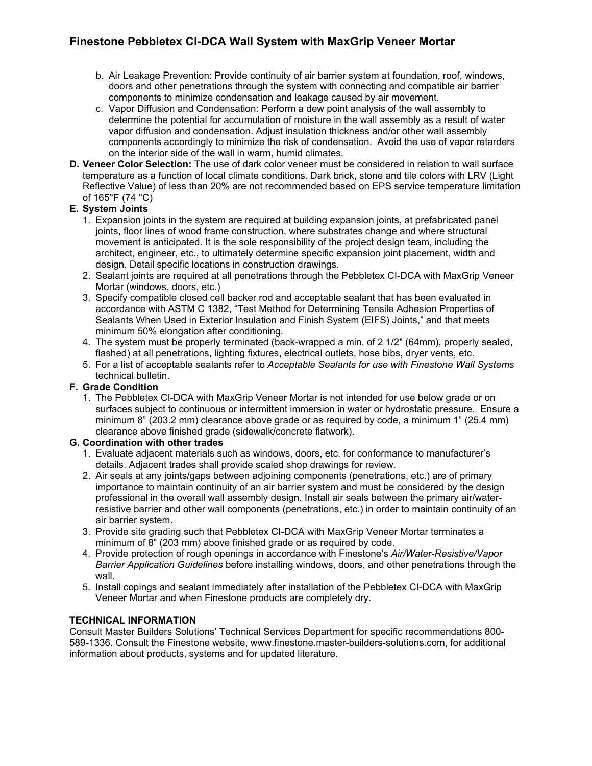b. Air Leakage Prevention: Provide continuity of air barrier system at foundation, roof, windows, doors and other penetrations through the system with connecting and compatible air barrier components to minimize condensation and leakage caused by air movement.

c. Vapor Diffusion and Condensation: Perform a dew point analysis of the wall assembly to determine the potential for accumulation of moisture in the wall assembly as a result of water vapor diffusion and condensation. Adjust insulation thickness and/or other wall assembly components accordingly to minimize the risk of condensation. Avoid the use of vapor retarders on the interior side of the wall in warm, humid climates.

**D. Veneer Color Selection:** The use of dark color veneer must be considered in relation to wall surface temperature as a function of local climate conditions. Dark brick, stone and tile colors with LRV (Light Reflective Value) of less than 20% are not recommended based on EPS service temperature limitation of 165°F (74 °C)

**E. System Joints**

1. Expansion joints in the system are required at building expansion joints, at prefabricated panel joints, floor lines of wood frame construction, where substrates change and where structural movement is anticipated. It is the sole responsibility of the project design team, including the architect, engineer, etc., to ultimately determine specific expansion joint placement, width and design. Detail specific locations in construction drawings.
2. Sealant joints are required at all penetrations through the Pebbletex CI-DCA with MaxGrip Veneer Mortar (windows, doors, etc.)
3. Specify compatible closed cell backer rod and acceptable sealant that has been evaluated in accordance with ASTM C 1382, "Test Method for Determining Tensile Adhesion Properties of Sealants When Used in Exterior Insulation and Finish System (EIFS) Joints," and that meets minimum 50% elongation after conditioning.
4. The system must be properly terminated (back-wrapped a min. of 2 1/2" (64mm), properly sealed, flashed) at all penetrations, lighting fixtures, electrical outlets, hose bibs, dryer vents, etc.
5. For a list of acceptable sealants refer to *Acceptable Sealants for use with Finestone Wall Systems* technical bulletin.

**F. Grade Condition**

1. The Pebbletex CI-DCA with MaxGrip Veneer Mortar is not intended for use below grade or on surfaces subject to continuous or intermittent immersion in water or hydrostatic pressure. Ensure a minimum 8" (203.2 mm) clearance above grade or as required by code, a minimum 1" (25.4 mm) clearance above finished grade (sidewalk/concrete flatwork).

**G. Coordination with other trades**

1. Evaluate adjacent materials such as windows, doors, etc. for conformance to manufacturer's details. Adjacent trades shall provide scaled shop drawings for review.
2. Air seals at any joints/gaps between adjoining components (penetrations, etc.) are of primary importance to maintain continuity of an air barrier system and must be considered by the design professional in the overall wall assembly design. Install air seals between the primary air/water-resistive barrier and other wall components (penetrations, etc.) in order to maintain continuity of an air barrier system.
3. Provide site grading such that Pebbletex CI-DCA with MaxGrip Veneer Mortar terminates a minimum of 8" (203 mm) above finished grade or as required by code.
4. Provide protection of rough openings in accordance with Finestone's *Air/Water-Resistive/Vapor Barrier Application Guidelines* before installing windows, doors, and other penetrations through the wall.
5. Install copings and sealant immediately after installation of the Pebbletex CI-DCA with MaxGrip Veneer Mortar and when Finestone products are completely dry.

**TECHNICAL INFORMATION**

Consult Master Builders Solutions' Technical Services Department for specific recommendations 800-589-1336. Consult the Finestone website, www.finestone.master-builders-solutions.com, for additional information about products, systems and for updated literature.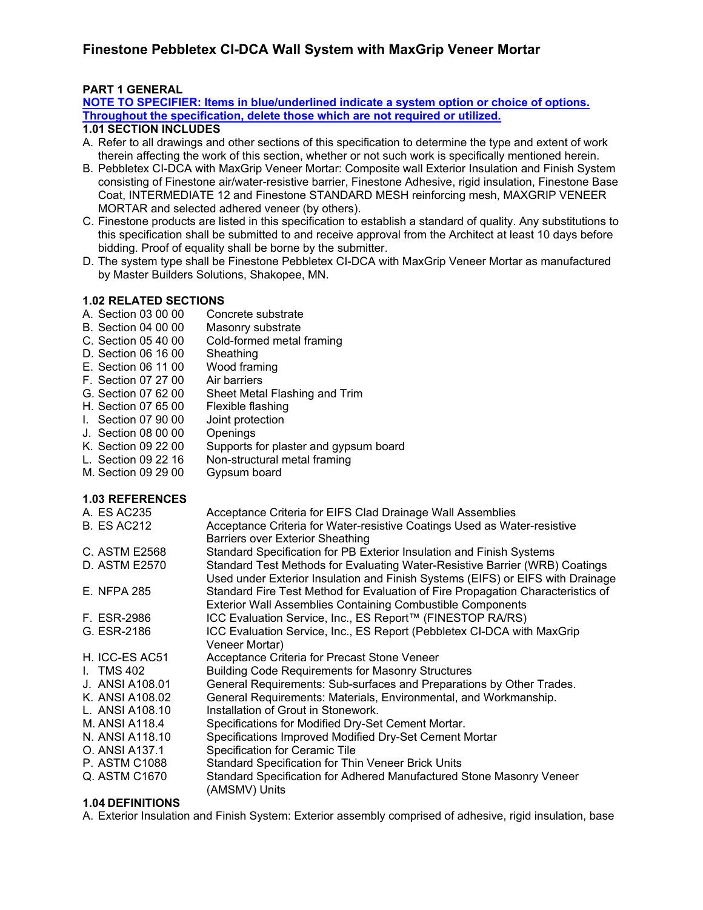# Finestone Pebbletex CI-DCA Wall System with MaxGrip Veneer Mortar

## PART 1 GENERAL

**NOTE TO SPECIFIER: Items in blue/underlined indicate a system option or choice of options. Throughout the specification, delete those which are not required or utilized.**

### 1.01 SECTION INCLUDES

A. Refer to all drawings and other sections of this specification to determine the type and extent of work therein affecting the work of this section, whether or not such work is specifically mentioned herein.

B. Pebbletex CI-DCA with MaxGrip Veneer Mortar: Composite wall Exterior Insulation and Finish System consisting of Finestone air/water-resistive barrier, Finestone Adhesive, rigid insulation, Finestone Base Coat, INTERMEDIATE 12 and Finestone STANDARD MESH reinforcing mesh, MAXGRIP VENEER MORTAR and selected adhered veneer (by others).

C. Finestone products are listed in this specification to establish a standard of quality. Any substitutions to this specification shall be submitted to and receive approval from the Architect at least 10 days before bidding. Proof of equality shall be borne by the submitter.

D. The system type shall be Finestone Pebbletex CI-DCA with MaxGrip Veneer Mortar as manufactured by Master Builders Solutions, Shakopee, MN.

### 1.02 RELATED SECTIONS

A. Section 03 00 00 Concrete substrate
B. Section 04 00 00 Masonry substrate
C. Section 05 40 00 Cold-formed metal framing
D. Section 06 16 00 Sheathing
E. Section 06 11 00 Wood framing
F. Section 07 27 00 Air barriers
G. Section 07 62 00 Sheet Metal Flashing and Trim
H. Section 07 65 00 Flexible flashing
I. Section 07 90 00 Joint protection
J. Section 08 00 00 Openings
K. Section 09 22 00 Supports for plaster and gypsum board
L. Section 09 22 16 Non-structural metal framing
M. Section 09 29 00 Gypsum board

### 1.03 REFERENCES

A. ES AC235 Acceptance Criteria for EIFS Clad Drainage Wall Assemblies
B. ES AC212 Acceptance Criteria for Water-resistive Coatings Used as Water-resistive Barriers over Exterior Sheathing
C. ASTM E2568 Standard Specification for PB Exterior Insulation and Finish Systems
D. ASTM E2570 Standard Test Methods for Evaluating Water-Resistive Barrier (WRB) Coatings Used under Exterior Insulation and Finish Systems (EIFS) or EIFS with Drainage
E. NFPA 285 Standard Fire Test Method for Evaluation of Fire Propagation Characteristics of Exterior Wall Assemblies Containing Combustible Components
F. ESR-2986 ICC Evaluation Service, Inc., ES Report™ (FINESTOP RA/RS)
G. ESR-2186 ICC Evaluation Service, Inc., ES Report (Pebbletex CI-DCA with MaxGrip Veneer Mortar)
H. ICC-ES AC51 Acceptance Criteria for Precast Stone Veneer
I. TMS 402 Building Code Requirements for Masonry Structures
J. ANSI A108.01 General Requirements: Sub-surfaces and Preparations by Other Trades.
K. ANSI A108.02 General Requirements: Materials, Environmental, and Workmanship.
L. ANSI A108.10 Installation of Grout in Stonework.
M. ANSI A118.4 Specifications for Modified Dry-Set Cement Mortar.
N. ANSI A118.10 Specifications Improved Modified Dry-Set Cement Mortar
O. ANSI A137.1 Specification for Ceramic Tile
P. ASTM C1088 Standard Specification for Thin Veneer Brick Units
Q. ASTM C1670 Standard Specification for Adhered Manufactured Stone Masonry Veneer (AMSMV) Units

### 1.04 DEFINITIONS

A. Exterior Insulation and Finish System: Exterior assembly comprised of adhesive, rigid insulation, base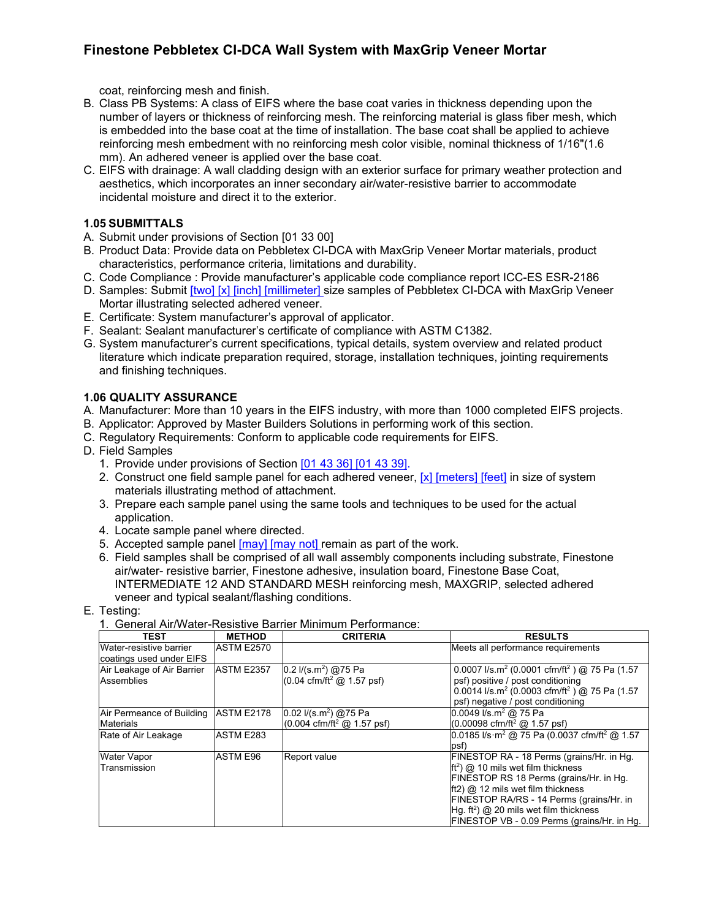coat, reinforcing mesh and finish.

B. Class PB Systems: A class of EIFS where the base coat varies in thickness depending upon the number of layers or thickness of reinforcing mesh. The reinforcing material is glass fiber mesh, which is embedded into the base coat at the time of installation. The base coat shall be applied to achieve reinforcing mesh embedment with no reinforcing mesh color visible, nominal thickness of 1/16"(1.6 mm). An adhered veneer is applied over the base coat.

C. EIFS with drainage: A wall cladding design with an exterior surface for primary weather protection and aesthetics, which incorporates an inner secondary air/water-resistive barrier to accommodate incidental moisture and direct it to the exterior.

### 1.05 SUBMITTALS

A. Submit under provisions of Section [01 33 00]

B. Product Data: Provide data on Pebbletex CI-DCA with MaxGrip Veneer Mortar materials, product characteristics, performance criteria, limitations and durability.

C. Code Compliance : Provide manufacturer's applicable code compliance report ICC-ES ESR-2186

D. Samples: Submit [two] [x] [inch] [millimeter] size samples of Pebbletex CI-DCA with MaxGrip Veneer Mortar illustrating selected adhered veneer.

E. Certificate: System manufacturer's approval of applicator.

F. Sealant: Sealant manufacturer's certificate of compliance with ASTM C1382.

G. System manufacturer's current specifications, typical details, system overview and related product literature which indicate preparation required, storage, installation techniques, jointing requirements and finishing techniques.

### 1.06 QUALITY ASSURANCE

A. Manufacturer: More than 10 years in the EIFS industry, with more than 1000 completed EIFS projects.

B. Applicator: Approved by Master Builders Solutions in performing work of this section.

C. Regulatory Requirements: Conform to applicable code requirements for EIFS.

D. Field Samples
   1. Provide under provisions of Section [01 43 36] [01 43 39].
   2. Construct one field sample panel for each adhered veneer, [x] [meters] [feet] in size of system materials illustrating method of attachment.
   3. Prepare each sample panel using the same tools and techniques to be used for the actual application.
   4. Locate sample panel where directed.
   5. Accepted sample panel [may] [may not] remain as part of the work.
   6. Field samples shall be comprised of all wall assembly components including substrate, Finestone air/water- resistive barrier, Finestone adhesive, insulation board, Finestone Base Coat, INTERMEDIATE 12 AND STANDARD MESH reinforcing mesh, MAXGRIP, selected adhered veneer and typical sealant/flashing conditions.

E. Testing:
   1. General Air/Water-Resistive Barrier Minimum Performance:

| TEST | METHOD | CRITERIA | RESULTS |
|---|---|---|---|
| Water-resistive barrier coatings used under EIFS | ASTM E2570 | | Meets all performance requirements |
| Air Leakage of Air Barrier Assemblies | ASTM E2357 | 0.2 l/(s.m$^2$) @75 Pa (0.04 cfm/ft$^2$ @ 1.57 psf) | 0.0007 l/s.m$^2$ (0.0001 cfm/ft$^2$ ) @ 75 Pa (1.57 psf) positive / post conditioning 0.0014 l/s.m$^2$ (0.0003 cfm/ft$^2$ ) @ 75 Pa (1.57 psf) negative / post conditioning |
| Air Permeance of Building Materials | ASTM E2178 | 0.02 l/(s.m$^2$) @75 Pa (0.004 cfm/ft$^2$ @ 1.57 psf) | 0.0049 l/s.m$^2$ @ 75 Pa (0.00098 cfm/ft$^2$ @ 1.57 psf) |
| Rate of Air Leakage | ASTM E283 | | 0.0185 l/s·m$^2$ @ 75 Pa (0.0037 cfm/ft$^2$ @ 1.57 psf) |
| Water Vapor Transmission | ASTM E96 | Report value | FINESTOP RA - 18 Perms (grains/Hr. in Hg. ft$^2$) @ 10 mils wet film thickness FINESTOP RS 18 Perms (grains/Hr. in Hg. ft2) @ 12 mils wet film thickness FINESTOP RA/RS - 14 Perms (grains/Hr. in Hg. ft$^2$) @ 20 mils wet film thickness FINESTOP VB - 0.09 Perms (grains/Hr. in Hg. |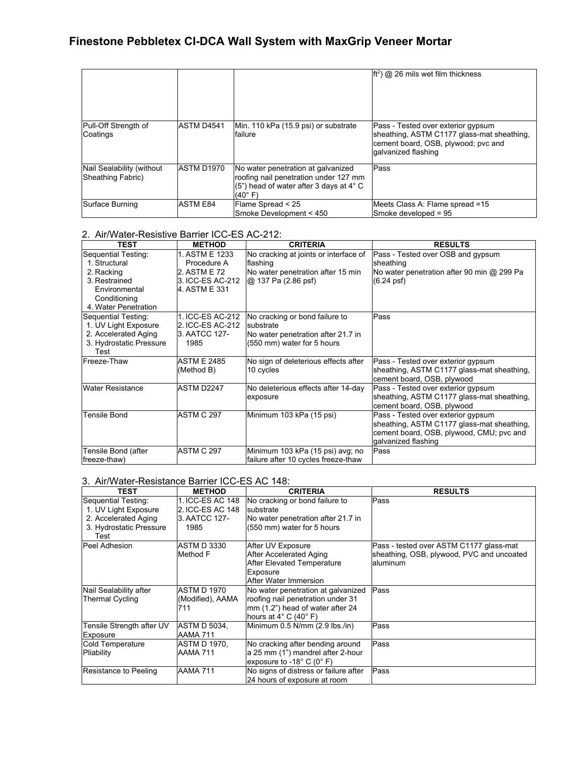# Finestone Pebbletex CI-DCA Wall System with MaxGrip Veneer Mortar

| | | | |
|---|---|---|---|
| | | | ft$^2$) @ 26 mils wet film thickness |
| Pull-Off Strength of Coatings | ASTM D4541 | Min. 110 kPa (15.9 psi) or substrate failure | Pass - Tested over exterior gypsum sheathing, ASTM C1177 glass-mat sheathing, cement board, OSB, plywood; pvc and galvanized flashing |
| Nail Sealability (without Sheathing Fabric) | ASTM D1970 | No water penetration at galvanized roofing nail penetration under 127 mm (5") head of water after 3 days at 4° C (40° F) | Pass |
| Surface Burning | ASTM E84 | Flame Spread < 25<br>Smoke Development < 450 | Meets Class A: Flame spread =15<br>Smoke developed = 95 |

2. Air/Water-Resistive Barrier ICC-ES AC-212:

| TEST | METHOD | CRITERIA | RESULTS |
|---|---|---|---|
| Sequential Testing:<br>1. Structural<br>2. Racking<br>3. Restrained Environmental Conditioning<br>4. Water Penetration | 1. ASTM E 1233 Procedure A<br>2. ASTM E 72<br>3. ICC-ES AC-212<br>4. ASTM E 331 | No cracking at joints or interface of flashing<br>No water penetration after 15 min @ 137 Pa (2.86 psf) | Pass - Tested over OSB and gypsum sheathing<br>No water penetration after 90 min @ 299 Pa (6.24 psf) |
| Sequential Testing:<br>1. UV Light Exposure<br>2. Accelerated Aging<br>3. Hydrostatic Pressure Test | 1. ICC-ES AC-212<br>2. ICC-ES AC-212<br>3. AATCC 127-1985 | No cracking or bond failure to substrate<br>No water penetration after 21.7 in (550 mm) water for 5 hours | Pass |
| Freeze-Thaw | ASTM E 2485 (Method B) | No sign of deleterious effects after 10 cycles | Pass - Tested over exterior gypsum sheathing, ASTM C1177 glass-mat sheathing, cement board, OSB, plywood |
| Water Resistance | ASTM D2247 | No deleterious effects after 14-day exposure | Pass - Tested over exterior gypsum sheathing, ASTM C1177 glass-mat sheathing, cement board, OSB, plywood |
| Tensile Bond | ASTM C 297 | Minimum 103 kPa (15 psi) | Pass - Tested over exterior gypsum sheathing, ASTM C1177 glass-mat sheathing, cement board, OSB, plywood, CMU; pvc and galvanized flashing |
| Tensile Bond (after freeze-thaw) | ASTM C 297 | Minimum 103 kPa (15 psi) avg; no failure after 10 cycles freeze-thaw | Pass |

3. Air/Water-Resistance Barrier ICC-ES AC 148:

| TEST | METHOD | CRITERIA | RESULTS |
|---|---|---|---|
| Sequential Testing:<br>1. UV Light Exposure<br>2. Accelerated Aging<br>3. Hydrostatic Pressure Test | 1. ICC-ES AC 148<br>2. ICC-ES AC 148<br>3. AATCC 127-1985 | No cracking or bond failure to substrate<br>No water penetration after 21.7 in (550 mm) water for 5 hours | Pass |
| Peel Adhesion | ASTM D 3330 Method F | After UV Exposure<br>After Accelerated Aging<br>After Elevated Temperature Exposure<br>After Water Immersion | Pass - tested over ASTM C1177 glass-mat sheathing, OSB, plywood, PVC and uncoated aluminum |
| Nail Sealability after Thermal Cycling | ASTM D 1970 (Modified), AAMA 711 | No water penetration at galvanized roofing nail penetration under 31 mm (1.2") head of water after 24 hours at 4° C (40° F) | Pass |
| Tensile Strength after UV Exposure | ASTM D 5034, AAMA 711 | Minimum 0.5 N/mm (2.9 lbs./in) | Pass |
| Cold Temperature Pliability | ASTM D 1970, AAMA 711 | No cracking after bending around a 25 mm (1") mandrel after 2-hour exposure to -18° C (0° F) | Pass |
| Resistance to Peeling | AAMA 711 | No signs of distress or failure after 24 hours of exposure at room | Pass |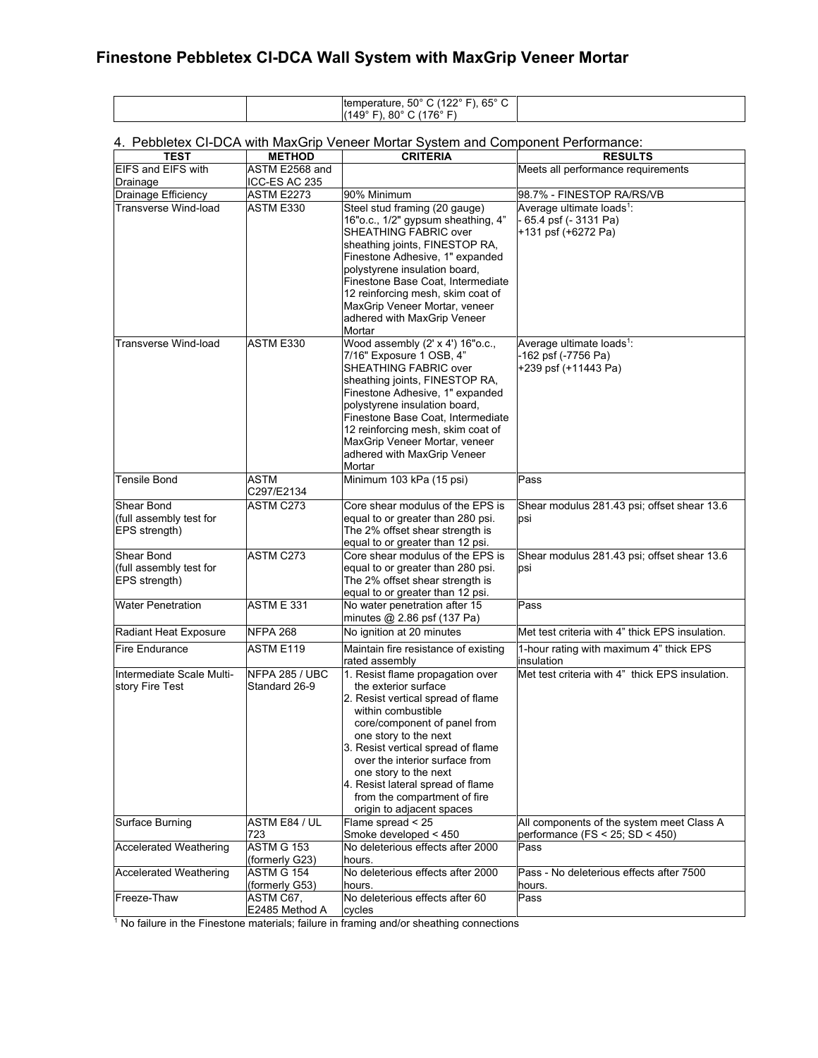# Finestone Pebbletex CI-DCA Wall System with MaxGrip Veneer Mortar

| | | temperature, 50° C (122° F), 65° C (149° F), 80° C (176° F) | |
|---|---|---|---|

4. Pebbletex CI-DCA with MaxGrip Veneer Mortar System and Component Performance:

| TEST | METHOD | CRITERIA | RESULTS |
|---|---|---|---|
| EIFS and EIFS with Drainage | ASTM E2568 and ICC-ES AC 235 | | Meets all performance requirements |
| Drainage Efficiency | ASTM E2273 | 90% Minimum | 98.7% - FINESTOP RA/RS/VB |
| Transverse Wind-load | ASTM E330 | Steel stud framing (20 gauge) 16"o.c., 1/2" gypsum sheathing, 4" SHEATHING FABRIC over sheathing joints, FINESTOP RA, Finestone Adhesive, 1" expanded polystyrene insulation board, Finestone Base Coat, Intermediate 12 reinforcing mesh, skim coat of MaxGrip Veneer Mortar, veneer adhered with MaxGrip Veneer Mortar | Average ultimate loads[1]: - 65.4 psf (- 3131 Pa) +131 psf (+6272 Pa) |
| Transverse Wind-load | ASTM E330 | Wood assembly (2' x 4') 16"o.c., 7/16" Exposure 1 OSB, 4" SHEATHING FABRIC over sheathing joints, FINESTOP RA, Finestone Adhesive, 1" expanded polystyrene insulation board, Finestone Base Coat, Intermediate 12 reinforcing mesh, skim coat of MaxGrip Veneer Mortar, veneer adhered with MaxGrip Veneer Mortar | Average ultimate loads[1]: -162 psf (-7756 Pa) +239 psf (+11443 Pa) |
| Tensile Bond | ASTM C297/E2134 | Minimum 103 kPa (15 psi) | Pass |
| Shear Bond (full assembly test for EPS strength) | ASTM C273 | Core shear modulus of the EPS is equal to or greater than 280 psi. The 2% offset shear strength is equal to or greater than 12 psi. | Shear modulus 281.43 psi; offset shear 13.6 psi |
| Shear Bond (full assembly test for EPS strength) | ASTM C273 | Core shear modulus of the EPS is equal to or greater than 280 psi. The 2% offset shear strength is equal to or greater than 12 psi. | Shear modulus 281.43 psi; offset shear 13.6 psi |
| Water Penetration | ASTM E 331 | No water penetration after 15 minutes @ 2.86 psf (137 Pa) | Pass |
| Radiant Heat Exposure | NFPA 268 | No ignition at 20 minutes | Met test criteria with 4" thick EPS insulation. |
| Fire Endurance | ASTM E119 | Maintain fire resistance of existing rated assembly | 1-hour rating with maximum 4" thick EPS insulation |
| Intermediate Scale Multi-story Fire Test | NFPA 285 / UBC Standard 26-9 | 1. Resist flame propagation over the exterior surface 2. Resist vertical spread of flame within combustible core/component of panel from one story to the next 3. Resist vertical spread of flame over the interior surface from one story to the next 4. Resist lateral spread of flame from the compartment of fire origin to adjacent spaces | Met test criteria with 4" thick EPS insulation. |
| Surface Burning | ASTM E84 / UL 723 | Flame spread < 25 Smoke developed < 450 | All components of the system meet Class A performance (FS < 25; SD < 450) |
| Accelerated Weathering | ASTM G 153 (formerly G23) | No deleterious effects after 2000 hours. | Pass |
| Accelerated Weathering | ASTM G 154 (formerly G53) | No deleterious effects after 2000 hours. | Pass - No deleterious effects after 7500 hours. |
| Freeze-Thaw | ASTM C67, E2485 Method A | No deleterious effects after 60 cycles | Pass |

[1] No failure in the Finestone materials; failure in framing and/or sheathing connections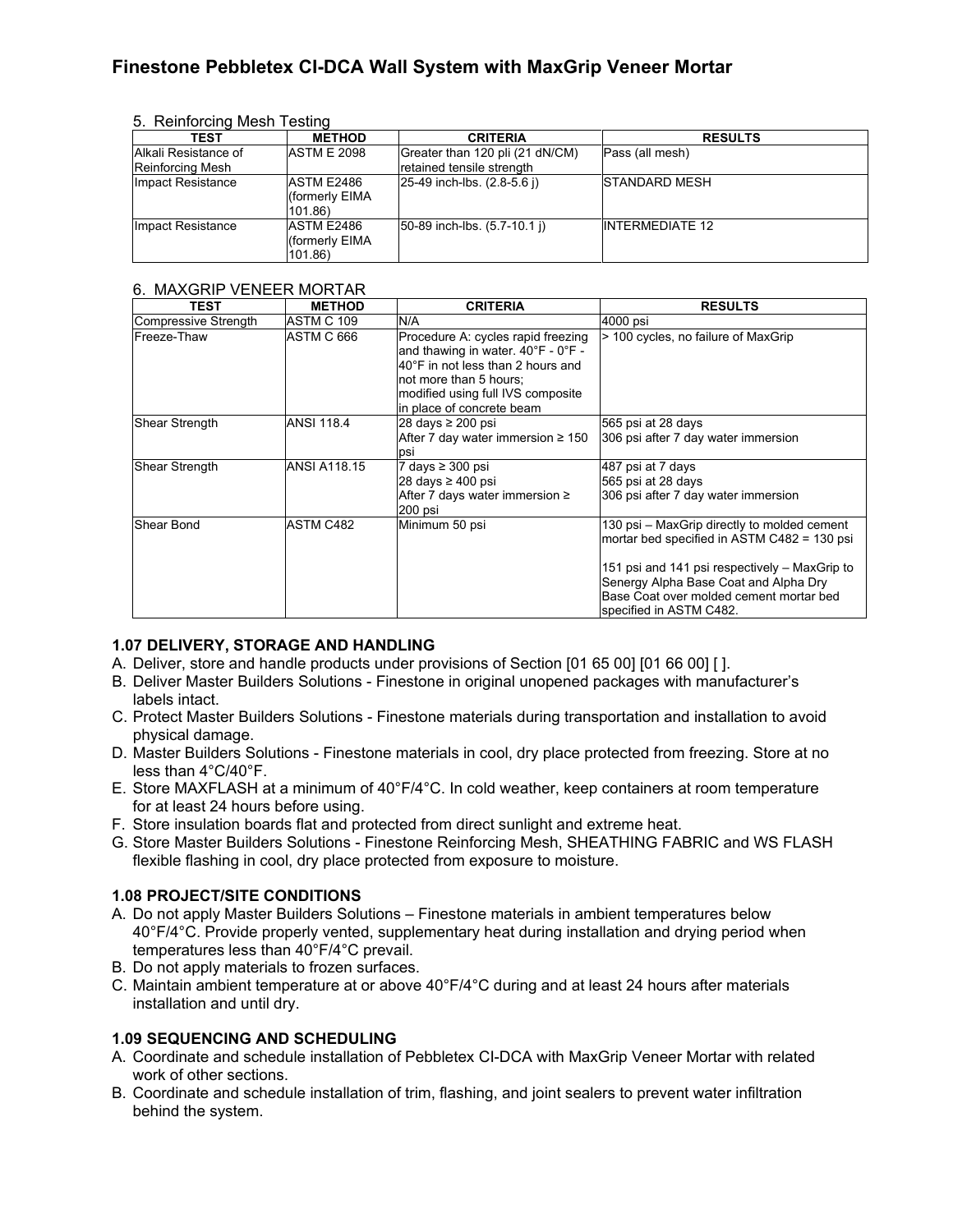5. Reinforcing Mesh Testing

| TEST | METHOD | CRITERIA | RESULTS |
|---|---|---|---|
| Alkali Resistance of Reinforcing Mesh | ASTM E 2098 | Greater than 120 pli (21 dN/CM) retained tensile strength | Pass (all mesh) |
| Impact Resistance | ASTM E2486 (formerly EIMA 101.86) | 25-49 inch-lbs. (2.8-5.6 j) | STANDARD MESH |
| Impact Resistance | ASTM E2486 (formerly EIMA 101.86) | 50-89 inch-lbs. (5.7-10.1 j) | INTERMEDIATE 12 |

6. MAXGRIP VENEER MORTAR

| TEST | METHOD | CRITERIA | RESULTS |
|---|---|---|---|
| Compressive Strength | ASTM C 109 | N/A | 4000 psi |
| Freeze-Thaw | ASTM C 666 | Procedure A: cycles rapid freezing and thawing in water. 40°F - 0°F - 40°F in not less than 2 hours and not more than 5 hours; modified using full IVS composite in place of concrete beam | > 100 cycles, no failure of MaxGrip |
| Shear Strength | ANSI 118.4 | 28 days ≥ 200 psi<br>After 7 day water immersion ≥ 150 psi | 565 psi at 28 days<br>306 psi after 7 day water immersion |
| Shear Strength | ANSI A118.15 | 7 days ≥ 300 psi<br>28 days ≥ 400 psi<br>After 7 days water immersion ≥ 200 psi | 487 psi at 7 days<br>565 psi at 28 days<br>306 psi after 7 day water immersion |
| Shear Bond | ASTM C482 | Minimum 50 psi | 130 psi – MaxGrip directly to molded cement mortar bed specified in ASTM C482 = 130 psi<br><br>151 psi and 141 psi respectively – MaxGrip to Senergy Alpha Base Coat and Alpha Dry Base Coat over molded cement mortar bed specified in ASTM C482. |

### 1.07 DELIVERY, STORAGE AND HANDLING

A. Deliver, store and handle products under provisions of Section [01 65 00] [01 66 00] [ ].
B. Deliver Master Builders Solutions - Finestone in original unopened packages with manufacturer's labels intact.
C. Protect Master Builders Solutions - Finestone materials during transportation and installation to avoid physical damage.
D. Master Builders Solutions - Finestone materials in cool, dry place protected from freezing. Store at no less than 4°C/40°F.
E. Store MAXFLASH at a minimum of 40°F/4°C. In cold weather, keep containers at room temperature for at least 24 hours before using.
F. Store insulation boards flat and protected from direct sunlight and extreme heat.
G. Store Master Builders Solutions - Finestone Reinforcing Mesh, SHEATHING FABRIC and WS FLASH flexible flashing in cool, dry place protected from exposure to moisture.

### 1.08 PROJECT/SITE CONDITIONS

A. Do not apply Master Builders Solutions – Finestone materials in ambient temperatures below 40°F/4°C. Provide properly vented, supplementary heat during installation and drying period when temperatures less than 40°F/4°C prevail.
B. Do not apply materials to frozen surfaces.
C. Maintain ambient temperature at or above 40°F/4°C during and at least 24 hours after materials installation and until dry.

### 1.09 SEQUENCING AND SCHEDULING

A. Coordinate and schedule installation of Pebbletex CI-DCA with MaxGrip Veneer Mortar with related work of other sections.
B. Coordinate and schedule installation of trim, flashing, and joint sealers to prevent water infiltration behind the system.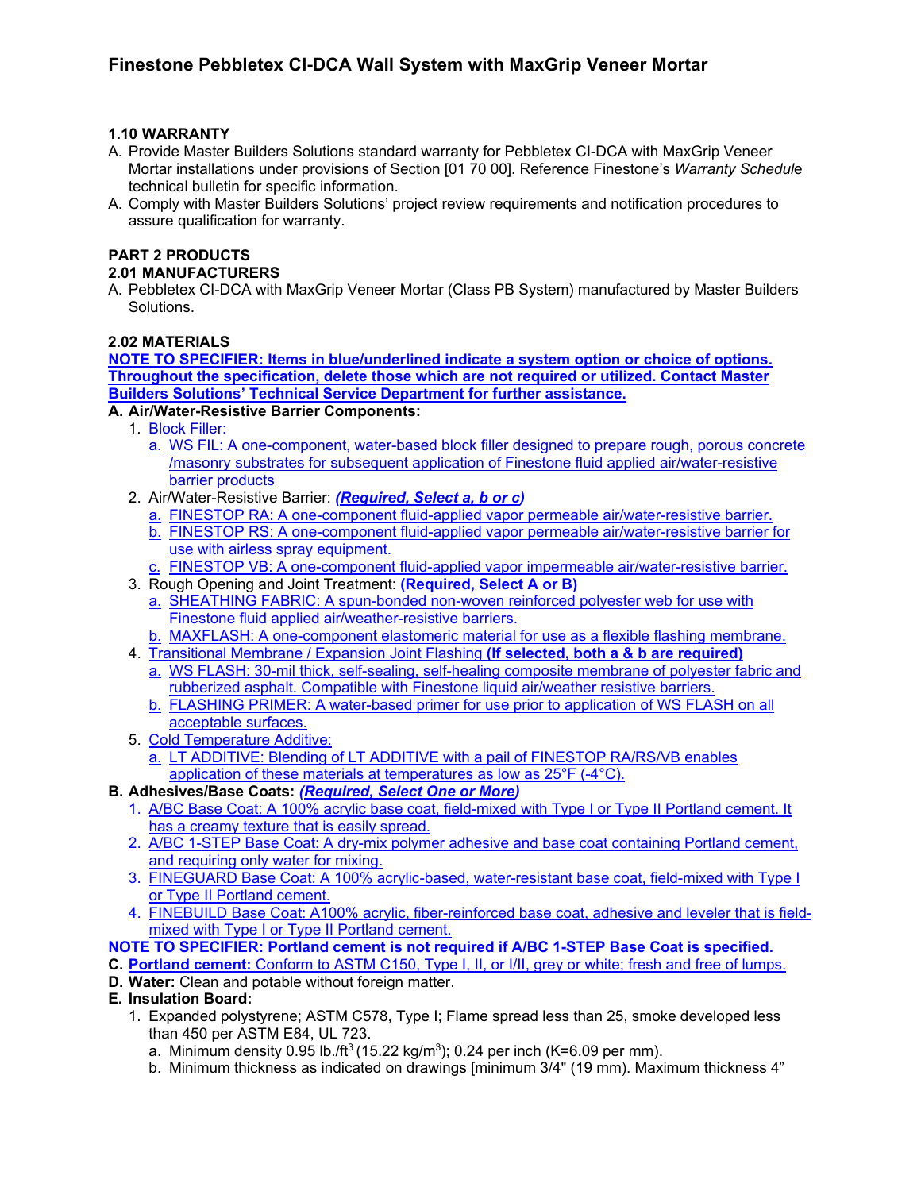### 1.10 WARRANTY

A. Provide Master Builders Solutions standard warranty for Pebbletex CI-DCA with MaxGrip Veneer Mortar installations under provisions of Section [01 70 00]. Reference Finestone's *Warranty Schedul*e technical bulletin for specific information.

A. Comply with Master Builders Solutions' project review requirements and notification procedures to assure qualification for warranty.

## PART 2 PRODUCTS

### 2.01 MANUFACTURERS

A. Pebbletex CI-DCA with MaxGrip Veneer Mortar (Class PB System) manufactured by Master Builders Solutions.

### 2.02 MATERIALS

**NOTE TO SPECIFIER: Items in blue/underlined indicate a system option or choice of options. Throughout the specification, delete those which are not required or utilized. Contact Master Builders Solutions' Technical Service Department for further assistance.**

**A. Air/Water-Resistive Barrier Components:**

1. Block Filler:
   a. WS FIL: A one-component, water-based block filler designed to prepare rough, porous concrete /masonry substrates for subsequent application of Finestone fluid applied air/water-resistive barrier products
2. Air/Water-Resistive Barrier: ***(Required, Select a, b or c)***
   a. FINESTOP RA: A one-component fluid-applied vapor permeable air/water-resistive barrier.
   b. FINESTOP RS: A one-component fluid-applied vapor permeable air/water-resistive barrier for use with airless spray equipment.
   c. FINESTOP VB: A one-component fluid-applied vapor impermeable air/water-resistive barrier.
3. Rough Opening and Joint Treatment: **(Required, Select A or B)**
   a. SHEATHING FABRIC: A spun-bonded non-woven reinforced polyester web for use with Finestone fluid applied air/weather-resistive barriers.
   b. MAXFLASH: A one-component elastomeric material for use as a flexible flashing membrane.
4. Transitional Membrane / Expansion Joint Flashing **(If selected, both a & b are required)**
   a. WS FLASH: 30-mil thick, self-sealing, self-healing composite membrane of polyester fabric and rubberized asphalt. Compatible with Finestone liquid air/weather resistive barriers.
   b. FLASHING PRIMER: A water-based primer for use prior to application of WS FLASH on all acceptable surfaces.
5. Cold Temperature Additive:
   a. LT ADDITIVE: Blending of LT ADDITIVE with a pail of FINESTOP RA/RS/VB enables application of these materials at temperatures as low as 25°F (-4°C).

**B. Adhesives/Base Coats: *(Required, Select One or More)***

1. A/BC Base Coat: A 100% acrylic base coat, field-mixed with Type I or Type II Portland cement. It has a creamy texture that is easily spread.
2. A/BC 1-STEP Base Coat: A dry-mix polymer adhesive and base coat containing Portland cement, and requiring only water for mixing.
3. FINEGUARD Base Coat: A 100% acrylic-based, water-resistant base coat, field-mixed with Type I or Type II Portland cement.
4. FINEBUILD Base Coat: A100% acrylic, fiber-reinforced base coat, adhesive and leveler that is field-mixed with Type I or Type II Portland cement.

**NOTE TO SPECIFIER: Portland cement is not required if A/BC 1-STEP Base Coat is specified.**

**C. Portland cement:** Conform to ASTM C150, Type I, II, or I/II, grey or white; fresh and free of lumps.

**D. Water:** Clean and potable without foreign matter.

**E. Insulation Board:**

1. Expanded polystyrene; ASTM C578, Type I; Flame spread less than 25, smoke developed less than 450 per ASTM E84, UL 723.
   a. Minimum density 0.95 lb./ft$^3$ (15.22 kg/m$^3$); 0.24 per inch (K=6.09 per mm).
   b. Minimum thickness as indicated on drawings [minimum 3/4" (19 mm). Maximum thickness 4"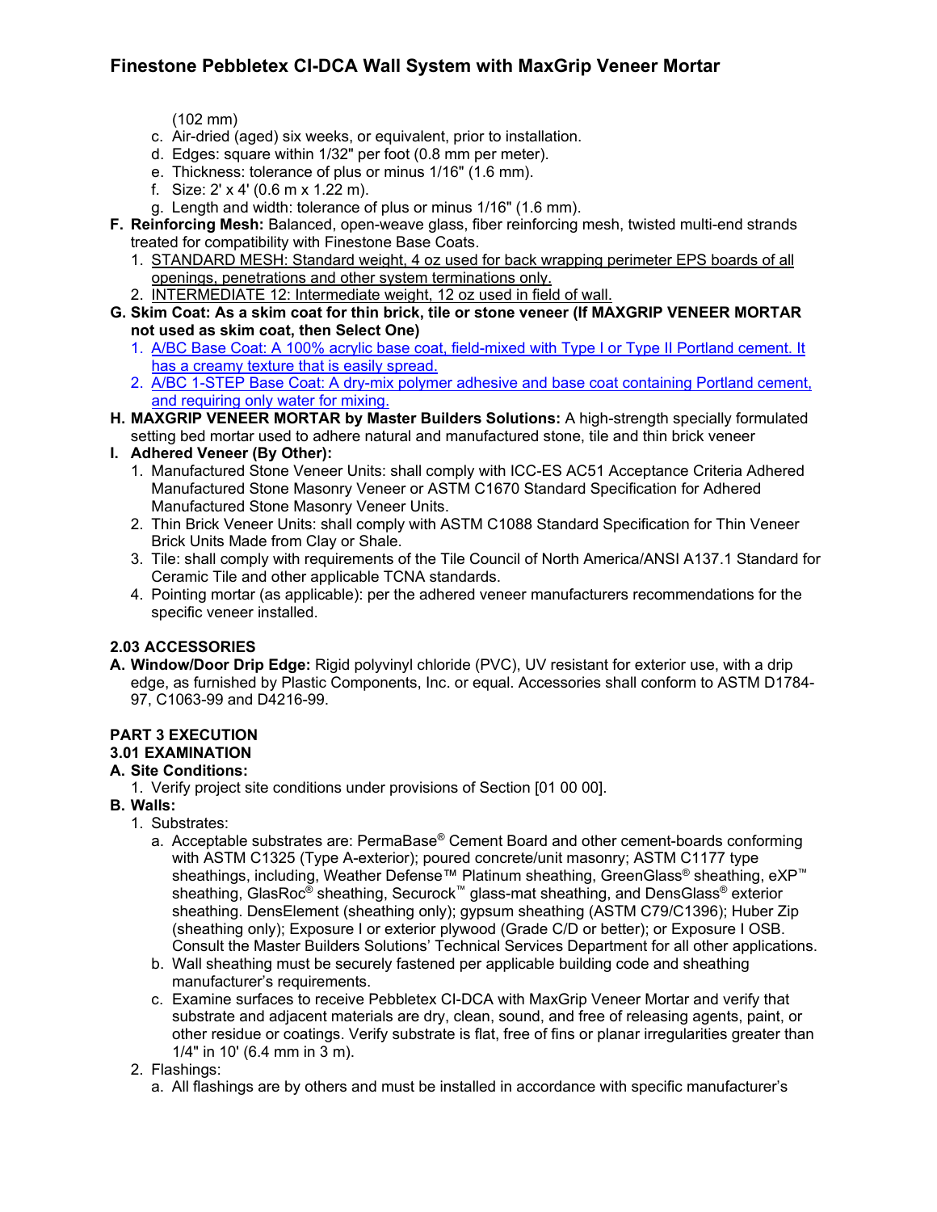(102 mm)

c. Air-dried (aged) six weeks, or equivalent, prior to installation.
d. Edges: square within 1/32" per foot (0.8 mm per meter).
e. Thickness: tolerance of plus or minus 1/16" (1.6 mm).
f. Size: 2' x 4' (0.6 m x 1.22 m).
g. Length and width: tolerance of plus or minus 1/16" (1.6 mm).

**F. Reinforcing Mesh:** Balanced, open-weave glass, fiber reinforcing mesh, twisted multi-end strands treated for compatibility with Finestone Base Coats.

1. STANDARD MESH: Standard weight, 4 oz used for back wrapping perimeter EPS boards of all openings, penetrations and other system terminations only.
2. INTERMEDIATE 12: Intermediate weight, 12 oz used in field of wall.

**G. Skim Coat: As a skim coat for thin brick, tile or stone veneer (If MAXGRIP VENEER MORTAR not used as skim coat, then Select One)**

1. A/BC Base Coat: A 100% acrylic base coat, field-mixed with Type I or Type II Portland cement. It has a creamy texture that is easily spread.
2. A/BC 1-STEP Base Coat: A dry-mix polymer adhesive and base coat containing Portland cement, and requiring only water for mixing.

**H. MAXGRIP VENEER MORTAR by Master Builders Solutions:** A high-strength specially formulated setting bed mortar used to adhere natural and manufactured stone, tile and thin brick veneer

**I. Adhered Veneer (By Other):**

1. Manufactured Stone Veneer Units: shall comply with ICC-ES AC51 Acceptance Criteria Adhered Manufactured Stone Masonry Veneer or ASTM C1670 Standard Specification for Adhered Manufactured Stone Masonry Veneer Units.
2. Thin Brick Veneer Units: shall comply with ASTM C1088 Standard Specification for Thin Veneer Brick Units Made from Clay or Shale.
3. Tile: shall comply with requirements of the Tile Council of North America/ANSI A137.1 Standard for Ceramic Tile and other applicable TCNA standards.
4. Pointing mortar (as applicable): per the adhered veneer manufacturers recommendations for the specific veneer installed.

**2.03 ACCESSORIES**

**A. Window/Door Drip Edge:** Rigid polyvinyl chloride (PVC), UV resistant for exterior use, with a drip edge, as furnished by Plastic Components, Inc. or equal. Accessories shall conform to ASTM D1784-97, C1063-99 and D4216-99.

**PART 3 EXECUTION**

**3.01 EXAMINATION**

**A. Site Conditions:**

1. Verify project site conditions under provisions of Section [01 00 00].

**B. Walls:**

1. Substrates:
   a. Acceptable substrates are: PermaBase® Cement Board and other cement-boards conforming with ASTM C1325 (Type A-exterior); poured concrete/unit masonry; ASTM C1177 type sheathings, including, Weather Defense™ Platinum sheathing, GreenGlass® sheathing, eXP™ sheathing, GlasRoc® sheathing, Securock™ glass-mat sheathing, and DensGlass® exterior sheathing. DensElement (sheathing only); gypsum sheathing (ASTM C79/C1396); Huber Zip (sheathing only); Exposure I or exterior plywood (Grade C/D or better); or Exposure I OSB. Consult the Master Builders Solutions' Technical Services Department for all other applications.
   b. Wall sheathing must be securely fastened per applicable building code and sheathing manufacturer's requirements.
   c. Examine surfaces to receive Pebbletex CI-DCA with MaxGrip Veneer Mortar and verify that substrate and adjacent materials are dry, clean, sound, and free of releasing agents, paint, or other residue or coatings. Verify substrate is flat, free of fins or planar irregularities greater than 1/4" in 10' (6.4 mm in 3 m).
2. Flashings:
   a. All flashings are by others and must be installed in accordance with specific manufacturer's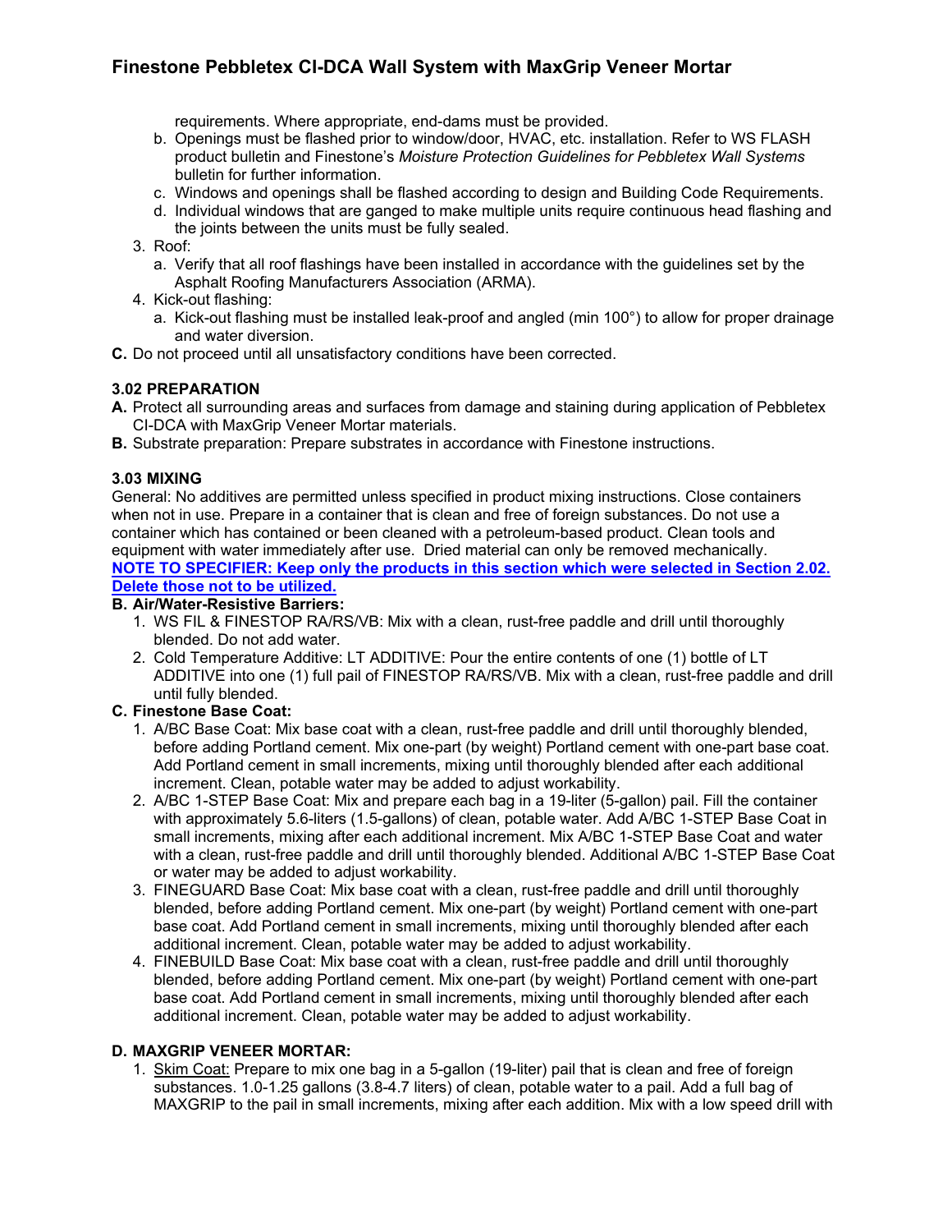requirements. Where appropriate, end-dams must be provided.

   b. Openings must be flashed prior to window/door, HVAC, etc. installation. Refer to WS FLASH product bulletin and Finestone's *Moisture Protection Guidelines for Pebbletex Wall Systems* bulletin for further information.
   c. Windows and openings shall be flashed according to design and Building Code Requirements.
   d. Individual windows that are ganged to make multiple units require continuous head flashing and the joints between the units must be fully sealed.

3. Roof:
   a. Verify that all roof flashings have been installed in accordance with the guidelines set by the Asphalt Roofing Manufacturers Association (ARMA).
4. Kick-out flashing:
   a. Kick-out flashing must be installed leak-proof and angled (min 100°) to allow for proper drainage and water diversion.

**C.** Do not proceed until all unsatisfactory conditions have been corrected.

**3.02 PREPARATION**

**A.** Protect all surrounding areas and surfaces from damage and staining during application of Pebbletex CI-DCA with MaxGrip Veneer Mortar materials.

**B.** Substrate preparation: Prepare substrates in accordance with Finestone instructions.

**3.03 MIXING**

General: No additives are permitted unless specified in product mixing instructions. Close containers when not in use. Prepare in a container that is clean and free of foreign substances. Do not use a container which has contained or been cleaned with a petroleum-based product. Clean tools and equipment with water immediately after use. Dried material can only be removed mechanically.

**NOTE TO SPECIFIER: Keep only the products in this section which were selected in Section 2.02. Delete those not to be utilized.**

**B. Air/Water-Resistive Barriers:**

1. WS FIL & FINESTOP RA/RS/VB: Mix with a clean, rust-free paddle and drill until thoroughly blended. Do not add water.
2. Cold Temperature Additive: LT ADDITIVE: Pour the entire contents of one (1) bottle of LT ADDITIVE into one (1) full pail of FINESTOP RA/RS/VB. Mix with a clean, rust-free paddle and drill until fully blended.

**C. Finestone Base Coat:**

1. A/BC Base Coat: Mix base coat with a clean, rust-free paddle and drill until thoroughly blended, before adding Portland cement. Mix one-part (by weight) Portland cement with one-part base coat. Add Portland cement in small increments, mixing until thoroughly blended after each additional increment. Clean, potable water may be added to adjust workability.
2. A/BC 1-STEP Base Coat: Mix and prepare each bag in a 19-liter (5-gallon) pail. Fill the container with approximately 5.6-liters (1.5-gallons) of clean, potable water. Add A/BC 1-STEP Base Coat in small increments, mixing after each additional increment. Mix A/BC 1-STEP Base Coat and water with a clean, rust-free paddle and drill until thoroughly blended. Additional A/BC 1-STEP Base Coat or water may be added to adjust workability.
3. FINEGUARD Base Coat: Mix base coat with a clean, rust-free paddle and drill until thoroughly blended, before adding Portland cement. Mix one-part (by weight) Portland cement with one-part base coat. Add Portland cement in small increments, mixing until thoroughly blended after each additional increment. Clean, potable water may be added to adjust workability.
4. FINEBUILD Base Coat: Mix base coat with a clean, rust-free paddle and drill until thoroughly blended, before adding Portland cement. Mix one-part (by weight) Portland cement with one-part base coat. Add Portland cement in small increments, mixing until thoroughly blended after each additional increment. Clean, potable water may be added to adjust workability.

**D. MAXGRIP VENEER MORTAR:**

1. Skim Coat: Prepare to mix one bag in a 5-gallon (19-liter) pail that is clean and free of foreign substances. 1.0-1.25 gallons (3.8-4.7 liters) of clean, potable water to a pail. Add a full bag of MAXGRIP to the pail in small increments, mixing after each addition. Mix with a low speed drill with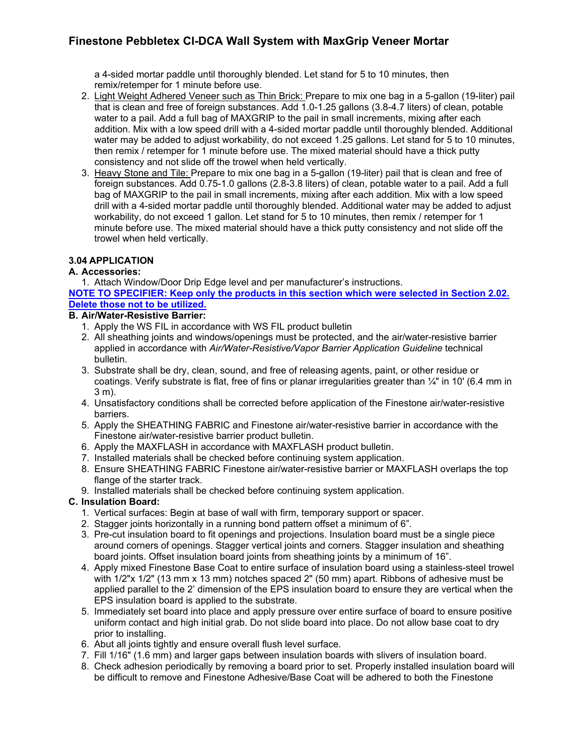a 4-sided mortar paddle until thoroughly blended. Let stand for 5 to 10 minutes, then remix/retemper for 1 minute before use.

2. Light Weight Adhered Veneer such as Thin Brick: Prepare to mix one bag in a 5-gallon (19-liter) pail that is clean and free of foreign substances. Add 1.0-1.25 gallons (3.8-4.7 liters) of clean, potable water to a pail. Add a full bag of MAXGRIP to the pail in small increments, mixing after each addition. Mix with a low speed drill with a 4-sided mortar paddle until thoroughly blended. Additional water may be added to adjust workability, do not exceed 1.25 gallons. Let stand for 5 to 10 minutes, then remix / retemper for 1 minute before use. The mixed material should have a thick putty consistency and not slide off the trowel when held vertically.
3. Heavy Stone and Tile: Prepare to mix one bag in a 5-gallon (19-liter) pail that is clean and free of foreign substances. Add 0.75-1.0 gallons (2.8-3.8 liters) of clean, potable water to a pail. Add a full bag of MAXGRIP to the pail in small increments, mixing after each addition. Mix with a low speed drill with a 4-sided mortar paddle until thoroughly blended. Additional water may be added to adjust workability, do not exceed 1 gallon. Let stand for 5 to 10 minutes, then remix / retemper for 1 minute before use. The mixed material should have a thick putty consistency and not slide off the trowel when held vertically.

### 3.04 APPLICATION

**A. Accessories:**

1. Attach Window/Door Drip Edge level and per manufacturer's instructions.

**NOTE TO SPECIFIER: Keep only the products in this section which were selected in Section 2.02. Delete those not to be utilized.**

**B. Air/Water-Resistive Barrier:**

1. Apply the WS FIL in accordance with WS FIL product bulletin
2. All sheathing joints and windows/openings must be protected, and the air/water-resistive barrier applied in accordance with *Air/Water-Resistive/Vapor Barrier Application Guideline* technical bulletin.
3. Substrate shall be dry, clean, sound, and free of releasing agents, paint, or other residue or coatings. Verify substrate is flat, free of fins or planar irregularities greater than ¼" in 10' (6.4 mm in 3 m).
4. Unsatisfactory conditions shall be corrected before application of the Finestone air/water-resistive barriers.
5. Apply the SHEATHING FABRIC and Finestone air/water-resistive barrier in accordance with the Finestone air/water-resistive barrier product bulletin.
6. Apply the MAXFLASH in accordance with MAXFLASH product bulletin.
7. Installed materials shall be checked before continuing system application.
8. Ensure SHEATHING FABRIC Finestone air/water-resistive barrier or MAXFLASH overlaps the top flange of the starter track.
9. Installed materials shall be checked before continuing system application.

**C. Insulation Board:**

1. Vertical surfaces: Begin at base of wall with firm, temporary support or spacer.
2. Stagger joints horizontally in a running bond pattern offset a minimum of 6".
3. Pre-cut insulation board to fit openings and projections. Insulation board must be a single piece around corners of openings. Stagger vertical joints and corners. Stagger insulation and sheathing board joints. Offset insulation board joints from sheathing joints by a minimum of 16".
4. Apply mixed Finestone Base Coat to entire surface of insulation board using a stainless-steel trowel with 1/2"x 1/2" (13 mm x 13 mm) notches spaced 2" (50 mm) apart. Ribbons of adhesive must be applied parallel to the 2' dimension of the EPS insulation board to ensure they are vertical when the EPS insulation board is applied to the substrate.
5. Immediately set board into place and apply pressure over entire surface of board to ensure positive uniform contact and high initial grab. Do not slide board into place. Do not allow base coat to dry prior to installing.
6. Abut all joints tightly and ensure overall flush level surface.
7. Fill 1/16" (1.6 mm) and larger gaps between insulation boards with slivers of insulation board.
8. Check adhesion periodically by removing a board prior to set. Properly installed insulation board will be difficult to remove and Finestone Adhesive/Base Coat will be adhered to both the Finestone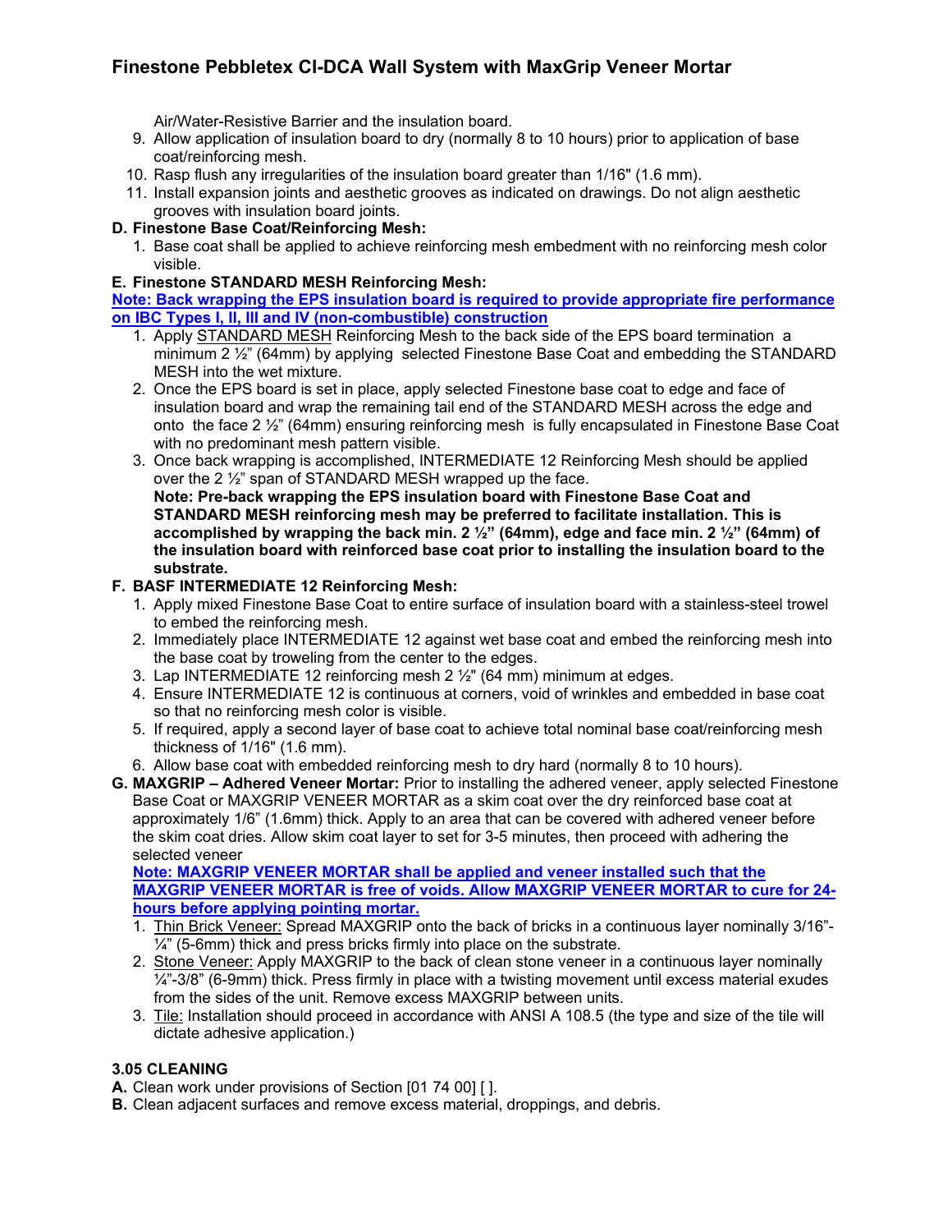Air/Water-Resistive Barrier and the insulation board.

9. Allow application of insulation board to dry (normally 8 to 10 hours) prior to application of base coat/reinforcing mesh.
10. Rasp flush any irregularities of the insulation board greater than 1/16" (1.6 mm).
11. Install expansion joints and aesthetic grooves as indicated on drawings. Do not align aesthetic grooves with insulation board joints.

**D. Finestone Base Coat/Reinforcing Mesh:**

1. Base coat shall be applied to achieve reinforcing mesh embedment with no reinforcing mesh color visible.

**E. Finestone STANDARD MESH Reinforcing Mesh:**

**Note: Back wrapping the EPS insulation board is required to provide appropriate fire performance on IBC Types I, II, III and IV (non-combustible) construction**

1. Apply STANDARD MESH Reinforcing Mesh to the back side of the EPS board termination a minimum 2 ½" (64mm) by applying selected Finestone Base Coat and embedding the STANDARD MESH into the wet mixture.
2. Once the EPS board is set in place, apply selected Finestone base coat to edge and face of insulation board and wrap the remaining tail end of the STANDARD MESH across the edge and onto the face 2 ½" (64mm) ensuring reinforcing mesh is fully encapsulated in Finestone Base Coat with no predominant mesh pattern visible.
3. Once back wrapping is accomplished, INTERMEDIATE 12 Reinforcing Mesh should be applied over the 2 ½" span of STANDARD MESH wrapped up the face.
   **Note: Pre-back wrapping the EPS insulation board with Finestone Base Coat and STANDARD MESH reinforcing mesh may be preferred to facilitate installation. This is accomplished by wrapping the back min. 2 ½" (64mm), edge and face min. 2 ½" (64mm) of the insulation board with reinforced base coat prior to installing the insulation board to the substrate.**

**F. BASF INTERMEDIATE 12 Reinforcing Mesh:**

1. Apply mixed Finestone Base Coat to entire surface of insulation board with a stainless-steel trowel to embed the reinforcing mesh.
2. Immediately place INTERMEDIATE 12 against wet base coat and embed the reinforcing mesh into the base coat by troweling from the center to the edges.
3. Lap INTERMEDIATE 12 reinforcing mesh 2 ½" (64 mm) minimum at edges.
4. Ensure INTERMEDIATE 12 is continuous at corners, void of wrinkles and embedded in base coat so that no reinforcing mesh color is visible.
5. If required, apply a second layer of base coat to achieve total nominal base coat/reinforcing mesh thickness of 1/16" (1.6 mm).
6. Allow base coat with embedded reinforcing mesh to dry hard (normally 8 to 10 hours).

**G. MAXGRIP – Adhered Veneer Mortar:** Prior to installing the adhered veneer, apply selected Finestone Base Coat or MAXGRIP VENEER MORTAR as a skim coat over the dry reinforced base coat at approximately 1/6" (1.6mm) thick. Apply to an area that can be covered with adhered veneer before the skim coat dries. Allow skim coat layer to set for 3-5 minutes, then proceed with adhering the selected veneer

**Note: MAXGRIP VENEER MORTAR shall be applied and veneer installed such that the MAXGRIP VENEER MORTAR is free of voids. Allow MAXGRIP VENEER MORTAR to cure for 24-hours before applying pointing mortar.**

1. Thin Brick Veneer: Spread MAXGRIP onto the back of bricks in a continuous layer nominally 3/16"-¼" (5-6mm) thick and press bricks firmly into place on the substrate.
2. Stone Veneer: Apply MAXGRIP to the back of clean stone veneer in a continuous layer nominally ¼"-3/8" (6-9mm) thick. Press firmly in place with a twisting movement until excess material exudes from the sides of the unit. Remove excess MAXGRIP between units.
3. Tile: Installation should proceed in accordance with ANSI A 108.5 (the type and size of the tile will dictate adhesive application.)

### 3.05 CLEANING

**A.** Clean work under provisions of Section [01 74 00] [ ].

**B.** Clean adjacent surfaces and remove excess material, droppings, and debris.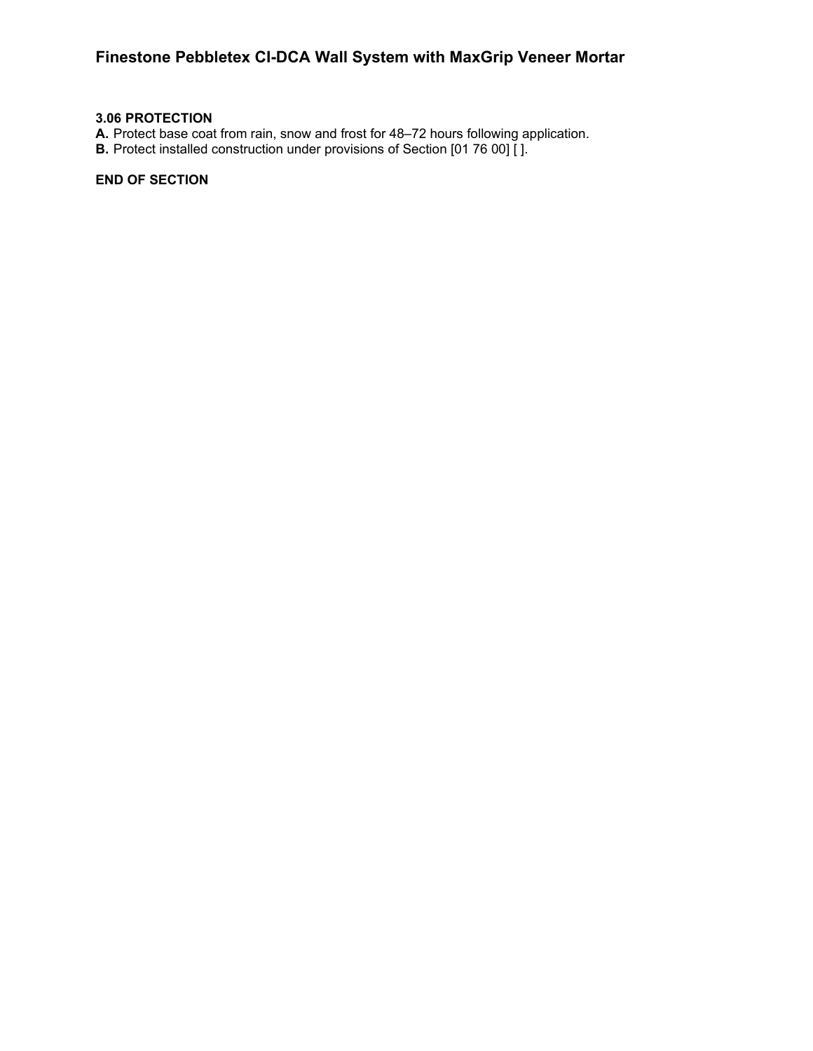**3.06 PROTECTION**

**A.** Protect base coat from rain, snow and frost for 48–72 hours following application.

**B.** Protect installed construction under provisions of Section [01 76 00] [ ].

**END OF SECTION**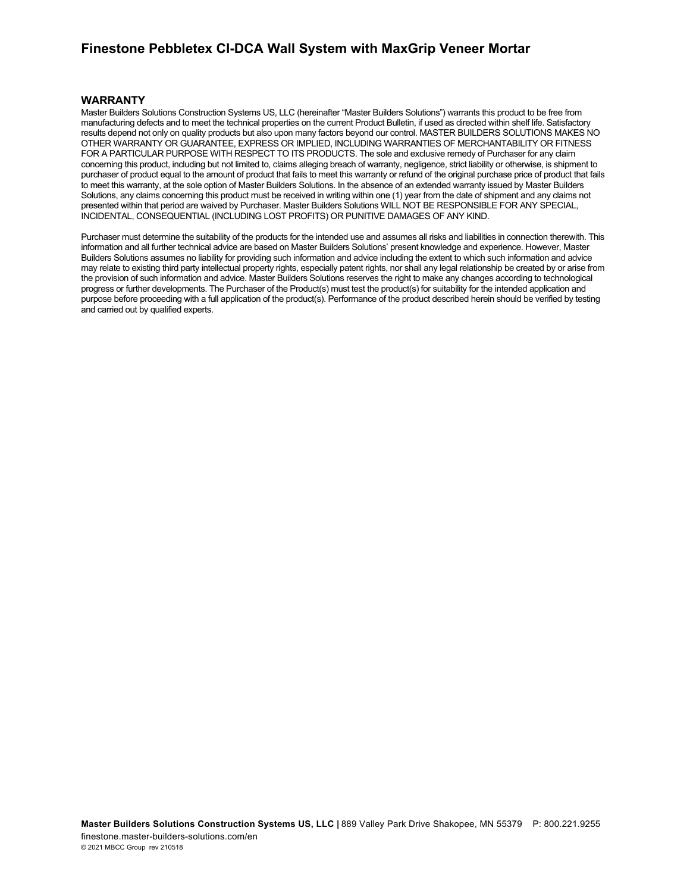## WARRANTY

Master Builders Solutions Construction Systems US, LLC (hereinafter "Master Builders Solutions") warrants this product to be free from manufacturing defects and to meet the technical properties on the current Product Bulletin, if used as directed within shelf life. Satisfactory results depend not only on quality products but also upon many factors beyond our control. MASTER BUILDERS SOLUTIONS MAKES NO OTHER WARRANTY OR GUARANTEE, EXPRESS OR IMPLIED, INCLUDING WARRANTIES OF MERCHANTABILITY OR FITNESS FOR A PARTICULAR PURPOSE WITH RESPECT TO ITS PRODUCTS. The sole and exclusive remedy of Purchaser for any claim concerning this product, including but not limited to, claims alleging breach of warranty, negligence, strict liability or otherwise, is shipment to purchaser of product equal to the amount of product that fails to meet this warranty or refund of the original purchase price of product that fails to meet this warranty, at the sole option of Master Builders Solutions. In the absence of an extended warranty issued by Master Builders Solutions, any claims concerning this product must be received in writing within one (1) year from the date of shipment and any claims not presented within that period are waived by Purchaser. Master Builders Solutions WILL NOT BE RESPONSIBLE FOR ANY SPECIAL, INCIDENTAL, CONSEQUENTIAL (INCLUDING LOST PROFITS) OR PUNITIVE DAMAGES OF ANY KIND.

Purchaser must determine the suitability of the products for the intended use and assumes all risks and liabilities in connection therewith. This information and all further technical advice are based on Master Builders Solutions' present knowledge and experience. However, Master Builders Solutions assumes no liability for providing such information and advice including the extent to which such information and advice may relate to existing third party intellectual property rights, especially patent rights, nor shall any legal relationship be created by or arise from the provision of such information and advice. Master Builders Solutions reserves the right to make any changes according to technological progress or further developments. The Purchaser of the Product(s) must test the product(s) for suitability for the intended application and purpose before proceeding with a full application of the product(s). Performance of the product described herein should be verified by testing and carried out by qualified experts.